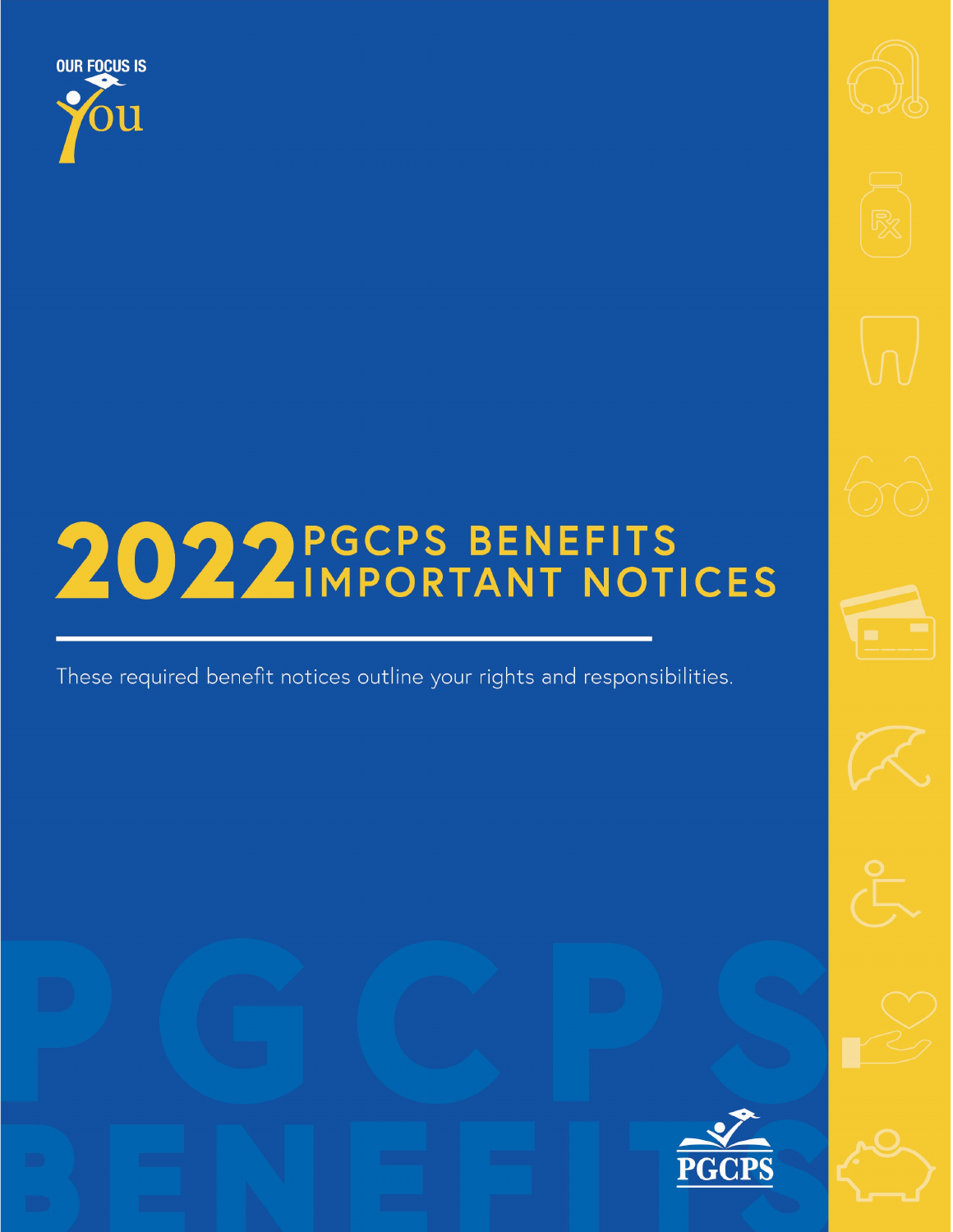OUR FOCUS IS You

# 2022 PGCPS BENEFITS IMPORTANT NOTICES

These required benefit notices outline your rights and responsibilities.

PGCPS BENEFITS

PGCPS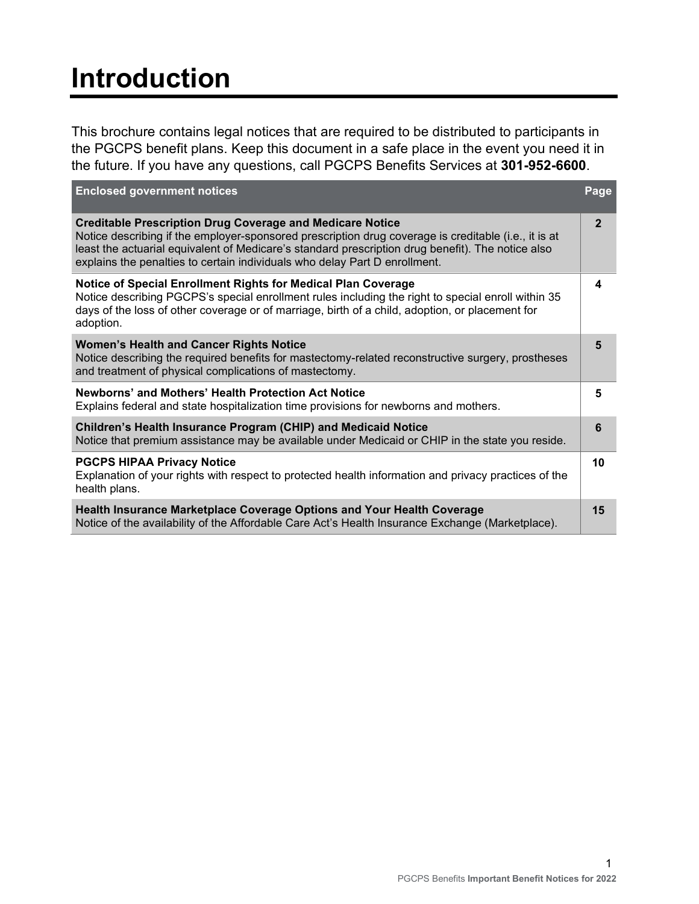# Introduction

This brochure contains legal notices that are required to be distributed to participants in the PGCPS benefit plans. Keep this document in a safe place in the event you need it in the future. If you have any questions, call PGCPS Benefits Services at **301-952-6600**.

| Enclosed government notices | Page |
| --- | --- |
| **Creditable Prescription Drug Coverage and Medicare Notice** Notice describing if the employer-sponsored prescription drug coverage is creditable (i.e., it is at least the actuarial equivalent of Medicare's standard prescription drug benefit). The notice also explains the penalties to certain individuals who delay Part D enrollment. | **2** |
| **Notice of Special Enrollment Rights for Medical Plan Coverage** Notice describing PGCPS's special enrollment rules including the right to special enroll within 35 days of the loss of other coverage or of marriage, birth of a child, adoption, or placement for adoption. | **4** |
| **Women's Health and Cancer Rights Notice** Notice describing the required benefits for mastectomy-related reconstructive surgery, prostheses and treatment of physical complications of mastectomy. | **5** |
| **Newborns' and Mothers' Health Protection Act Notice** Explains federal and state hospitalization time provisions for newborns and mothers. | **5** |
| **Children's Health Insurance Program (CHIP) and Medicaid Notice** Notice that premium assistance may be available under Medicaid or CHIP in the state you reside. | **6** |
| **PGCPS HIPAA Privacy Notice** Explanation of your rights with respect to protected health information and privacy practices of the health plans. | **10** |
| **Health Insurance Marketplace Coverage Options and Your Health Coverage** Notice of the availability of the Affordable Care Act's Health Insurance Exchange (Marketplace). | **15** |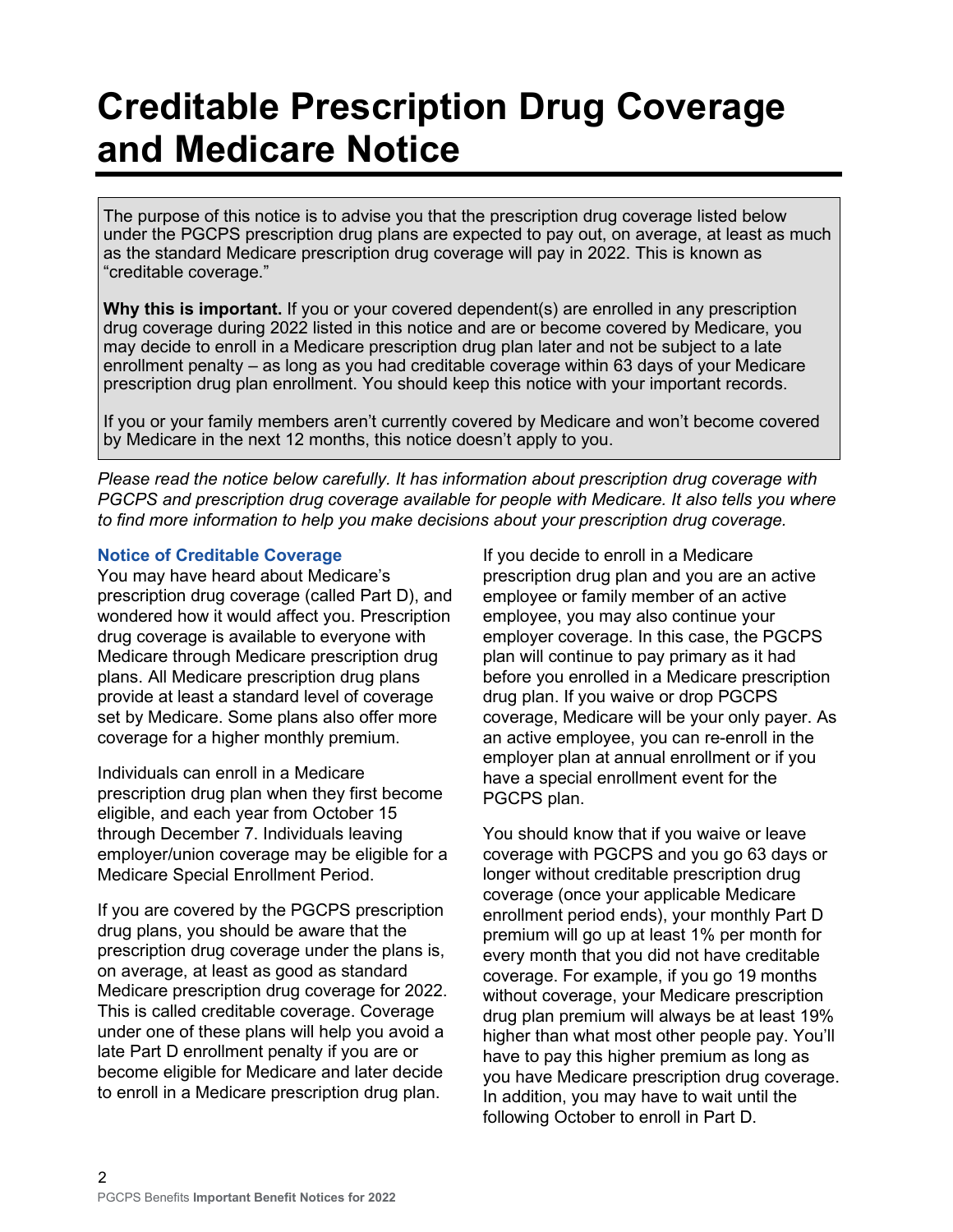# Creditable Prescription Drug Coverage and Medicare Notice

The purpose of this notice is to advise you that the prescription drug coverage listed below under the PGCPS prescription drug plans are expected to pay out, on average, at least as much as the standard Medicare prescription drug coverage will pay in 2022. This is known as "creditable coverage."

**Why this is important.** If you or your covered dependent(s) are enrolled in any prescription drug coverage during 2022 listed in this notice and are or become covered by Medicare, you may decide to enroll in a Medicare prescription drug plan later and not be subject to a late enrollment penalty – as long as you had creditable coverage within 63 days of your Medicare prescription drug plan enrollment. You should keep this notice with your important records.

If you or your family members aren't currently covered by Medicare and won't become covered by Medicare in the next 12 months, this notice doesn't apply to you.

*Please read the notice below carefully. It has information about prescription drug coverage with PGCPS and prescription drug coverage available for people with Medicare. It also tells you where to find more information to help you make decisions about your prescription drug coverage.*

### Notice of Creditable Coverage

You may have heard about Medicare's prescription drug coverage (called Part D), and wondered how it would affect you. Prescription drug coverage is available to everyone with Medicare through Medicare prescription drug plans. All Medicare prescription drug plans provide at least a standard level of coverage set by Medicare. Some plans also offer more coverage for a higher monthly premium.

Individuals can enroll in a Medicare prescription drug plan when they first become eligible, and each year from October 15 through December 7. Individuals leaving employer/union coverage may be eligible for a Medicare Special Enrollment Period.

If you are covered by the PGCPS prescription drug plans, you should be aware that the prescription drug coverage under the plans is, on average, at least as good as standard Medicare prescription drug coverage for 2022. This is called creditable coverage. Coverage under one of these plans will help you avoid a late Part D enrollment penalty if you are or become eligible for Medicare and later decide to enroll in a Medicare prescription drug plan.

If you decide to enroll in a Medicare prescription drug plan and you are an active employee or family member of an active employee, you may also continue your employer coverage. In this case, the PGCPS plan will continue to pay primary as it had before you enrolled in a Medicare prescription drug plan. If you waive or drop PGCPS coverage, Medicare will be your only payer. As an active employee, you can re-enroll in the employer plan at annual enrollment or if you have a special enrollment event for the PGCPS plan.

You should know that if you waive or leave coverage with PGCPS and you go 63 days or longer without creditable prescription drug coverage (once your applicable Medicare enrollment period ends), your monthly Part D premium will go up at least 1% per month for every month that you did not have creditable coverage. For example, if you go 19 months without coverage, your Medicare prescription drug plan premium will always be at least 19% higher than what most other people pay. You'll have to pay this higher premium as long as you have Medicare prescription drug coverage. In addition, you may have to wait until the following October to enroll in Part D.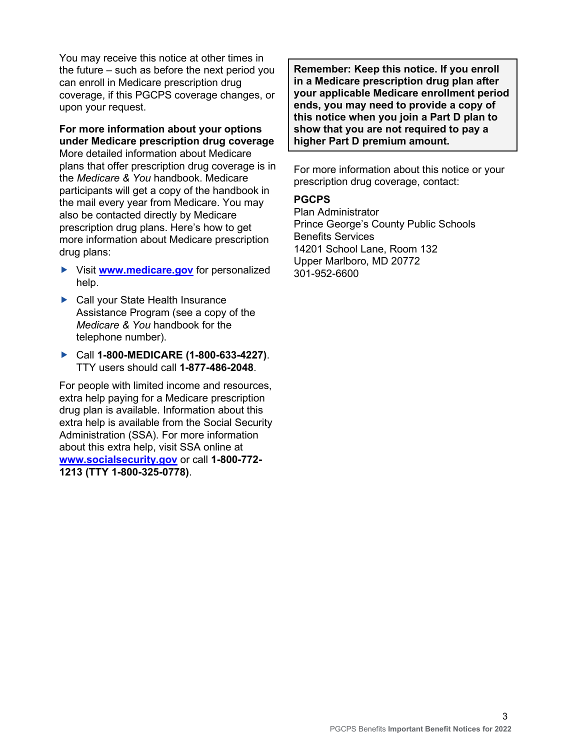You may receive this notice at other times in the future – such as before the next period you can enroll in Medicare prescription drug coverage, if this PGCPS coverage changes, or upon your request.

**For more information about your options under Medicare prescription drug coverage**
More detailed information about Medicare plans that offer prescription drug coverage is in the *Medicare & You* handbook. Medicare participants will get a copy of the handbook in the mail every year from Medicare. You may also be contacted directly by Medicare prescription drug plans. Here's how to get more information about Medicare prescription drug plans:

- Visit **www.medicare.gov** for personalized help.
- Call your State Health Insurance Assistance Program (see a copy of the *Medicare & You* handbook for the telephone number).
- Call **1-800-MEDICARE (1-800-633-4227)**. TTY users should call **1-877-486-2048**.

For people with limited income and resources, extra help paying for a Medicare prescription drug plan is available. Information about this extra help is available from the Social Security Administration (SSA). For more information about this extra help, visit SSA online at **www.socialsecurity.gov** or call **1-800-772-1213 (TTY 1-800-325-0778)**.

**Remember: Keep this notice. If you enroll in a Medicare prescription drug plan after your applicable Medicare enrollment period ends, you may need to provide a copy of this notice when you join a Part D plan to show that you are not required to pay a higher Part D premium amount.**

For more information about this notice or your prescription drug coverage, contact:

**PGCPS**
Plan Administrator
Prince George's County Public Schools
Benefits Services
14201 School Lane, Room 132
Upper Marlboro, MD 20772
301-952-6600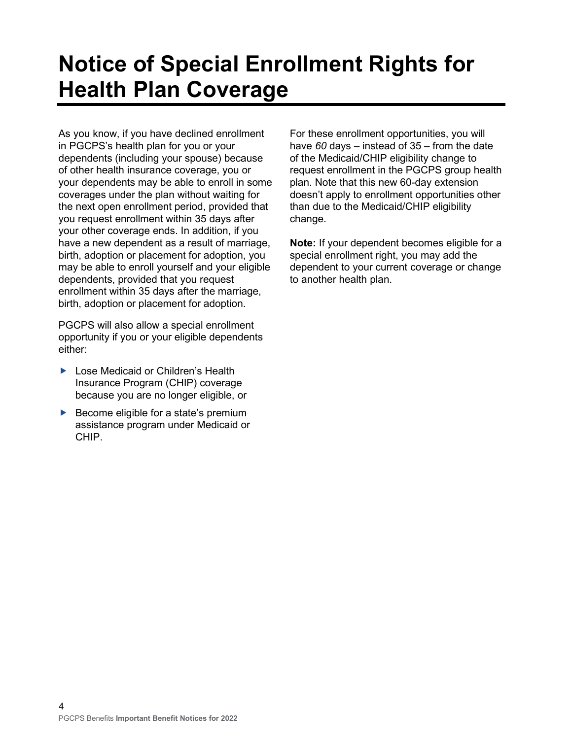# Notice of Special Enrollment Rights for Health Plan Coverage

As you know, if you have declined enrollment in PGCPS's health plan for you or your dependents (including your spouse) because of other health insurance coverage, you or your dependents may be able to enroll in some coverages under the plan without waiting for the next open enrollment period, provided that you request enrollment within 35 days after your other coverage ends. In addition, if you have a new dependent as a result of marriage, birth, adoption or placement for adoption, you may be able to enroll yourself and your eligible dependents, provided that you request enrollment within 35 days after the marriage, birth, adoption or placement for adoption.

PGCPS will also allow a special enrollment opportunity if you or your eligible dependents either:

- Lose Medicaid or Children's Health Insurance Program (CHIP) coverage because you are no longer eligible, or
- Become eligible for a state's premium assistance program under Medicaid or CHIP.

For these enrollment opportunities, you will have *60* days – instead of 35 – from the date of the Medicaid/CHIP eligibility change to request enrollment in the PGCPS group health plan. Note that this new 60-day extension doesn't apply to enrollment opportunities other than due to the Medicaid/CHIP eligibility change.

**Note:** If your dependent becomes eligible for a special enrollment right, you may add the dependent to your current coverage or change to another health plan.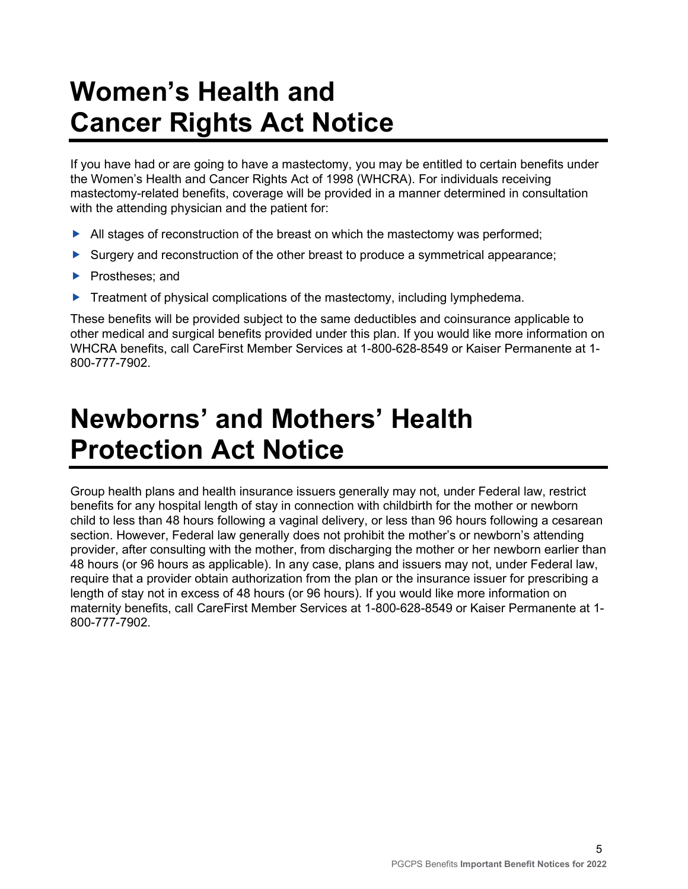# Women's Health and Cancer Rights Act Notice

If you have had or are going to have a mastectomy, you may be entitled to certain benefits under the Women's Health and Cancer Rights Act of 1998 (WHCRA). For individuals receiving mastectomy-related benefits, coverage will be provided in a manner determined in consultation with the attending physician and the patient for:

- All stages of reconstruction of the breast on which the mastectomy was performed;
- Surgery and reconstruction of the other breast to produce a symmetrical appearance;
- Prostheses; and
- Treatment of physical complications of the mastectomy, including lymphedema.

These benefits will be provided subject to the same deductibles and coinsurance applicable to other medical and surgical benefits provided under this plan. If you would like more information on WHCRA benefits, call CareFirst Member Services at 1-800-628-8549 or Kaiser Permanente at 1-800-777-7902.

# Newborns' and Mothers' Health Protection Act Notice

Group health plans and health insurance issuers generally may not, under Federal law, restrict benefits for any hospital length of stay in connection with childbirth for the mother or newborn child to less than 48 hours following a vaginal delivery, or less than 96 hours following a cesarean section. However, Federal law generally does not prohibit the mother's or newborn's attending provider, after consulting with the mother, from discharging the mother or her newborn earlier than 48 hours (or 96 hours as applicable). In any case, plans and issuers may not, under Federal law, require that a provider obtain authorization from the plan or the insurance issuer for prescribing a length of stay not in excess of 48 hours (or 96 hours). If you would like more information on maternity benefits, call CareFirst Member Services at 1-800-628-8549 or Kaiser Permanente at 1-800-777-7902.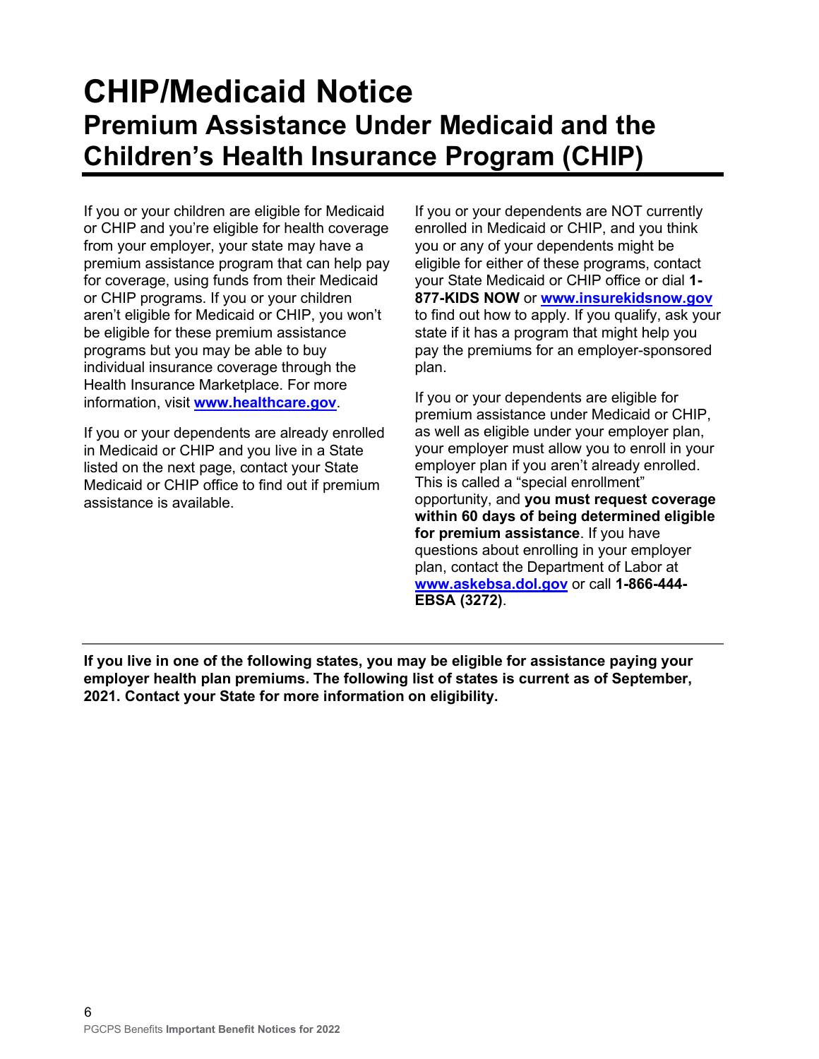# CHIP/Medicaid Notice

## Premium Assistance Under Medicaid and the Children's Health Insurance Program (CHIP)

If you or your children are eligible for Medicaid or CHIP and you're eligible for health coverage from your employer, your state may have a premium assistance program that can help pay for coverage, using funds from their Medicaid or CHIP programs. If you or your children aren't eligible for Medicaid or CHIP, you won't be eligible for these premium assistance programs but you may be able to buy individual insurance coverage through the Health Insurance Marketplace. For more information, visit **www.healthcare.gov**.

If you or your dependents are already enrolled in Medicaid or CHIP and you live in a State listed on the next page, contact your State Medicaid or CHIP office to find out if premium assistance is available.

If you or your dependents are NOT currently enrolled in Medicaid or CHIP, and you think you or any of your dependents might be eligible for either of these programs, contact your State Medicaid or CHIP office or dial **1-877-KIDS NOW** or **www.insurekidsnow.gov** to find out how to apply. If you qualify, ask your state if it has a program that might help you pay the premiums for an employer-sponsored plan.

If you or your dependents are eligible for premium assistance under Medicaid or CHIP, as well as eligible under your employer plan, your employer must allow you to enroll in your employer plan if you aren't already enrolled. This is called a "special enrollment" opportunity, and **you must request coverage within 60 days of being determined eligible for premium assistance**. If you have questions about enrolling in your employer plan, contact the Department of Labor at **www.askebsa.dol.gov** or call **1-866-444-EBSA (3272)**.

---

**If you live in one of the following states, you may be eligible for assistance paying your employer health plan premiums. The following list of states is current as of September, 2021. Contact your State for more information on eligibility.**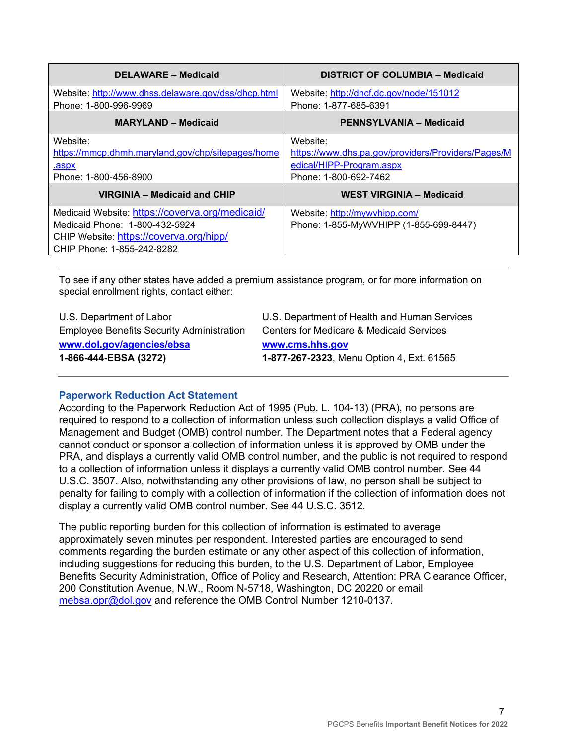| DELAWARE – Medicaid | DISTRICT OF COLUMBIA – Medicaid |
|---|---|
| Website: http://www.dhss.delaware.gov/dss/dhcp.html<br>Phone: 1-800-996-9969 | Website: http://dhcf.dc.gov/node/151012<br>Phone: 1-877-685-6391 |
| **MARYLAND – Medicaid** | **PENNSYLVANIA – Medicaid** |
| Website:<br>https://mmcp.dhmh.maryland.gov/chp/sitepages/home.aspx<br>Phone: 1-800-456-8900 | Website:<br>https://www.dhs.pa.gov/providers/Providers/Pages/Medical/HIPP-Program.aspx<br>Phone: 1-800-692-7462 |
| **VIRGINIA – Medicaid and CHIP** | **WEST VIRGINIA – Medicaid** |
| Medicaid Website: https://coverva.org/medicaid/<br>Medicaid Phone: 1-800-432-5924<br>CHIP Website: https://coverva.org/hipp/<br>CHIP Phone: 1-855-242-8282 | Website: http://mywvhipp.com/<br>Phone: 1-855-MyWVHIPP (1-855-699-8447) |

To see if any other states have added a premium assistance program, or for more information on special enrollment rights, contact either:

U.S. Department of Labor
Employee Benefits Security Administration
**www.dol.gov/agencies/ebsa**
**1-866-444-EBSA (3272)**

U.S. Department of Health and Human Services
Centers for Medicare & Medicaid Services
**www.cms.hhs.gov**
**1-877-267-2323**, Menu Option 4, Ext. 61565

### Paperwork Reduction Act Statement

According to the Paperwork Reduction Act of 1995 (Pub. L. 104-13) (PRA), no persons are required to respond to a collection of information unless such collection displays a valid Office of Management and Budget (OMB) control number. The Department notes that a Federal agency cannot conduct or sponsor a collection of information unless it is approved by OMB under the PRA, and displays a currently valid OMB control number, and the public is not required to respond to a collection of information unless it displays a currently valid OMB control number. See 44 U.S.C. 3507. Also, notwithstanding any other provisions of law, no person shall be subject to penalty for failing to comply with a collection of information if the collection of information does not display a currently valid OMB control number. See 44 U.S.C. 3512.

The public reporting burden for this collection of information is estimated to average approximately seven minutes per respondent. Interested parties are encouraged to send comments regarding the burden estimate or any other aspect of this collection of information, including suggestions for reducing this burden, to the U.S. Department of Labor, Employee Benefits Security Administration, Office of Policy and Research, Attention: PRA Clearance Officer, 200 Constitution Avenue, N.W., Room N-5718, Washington, DC 20210 or email mebsa.opr@dol.gov and reference the OMB Control Number 1210-0137.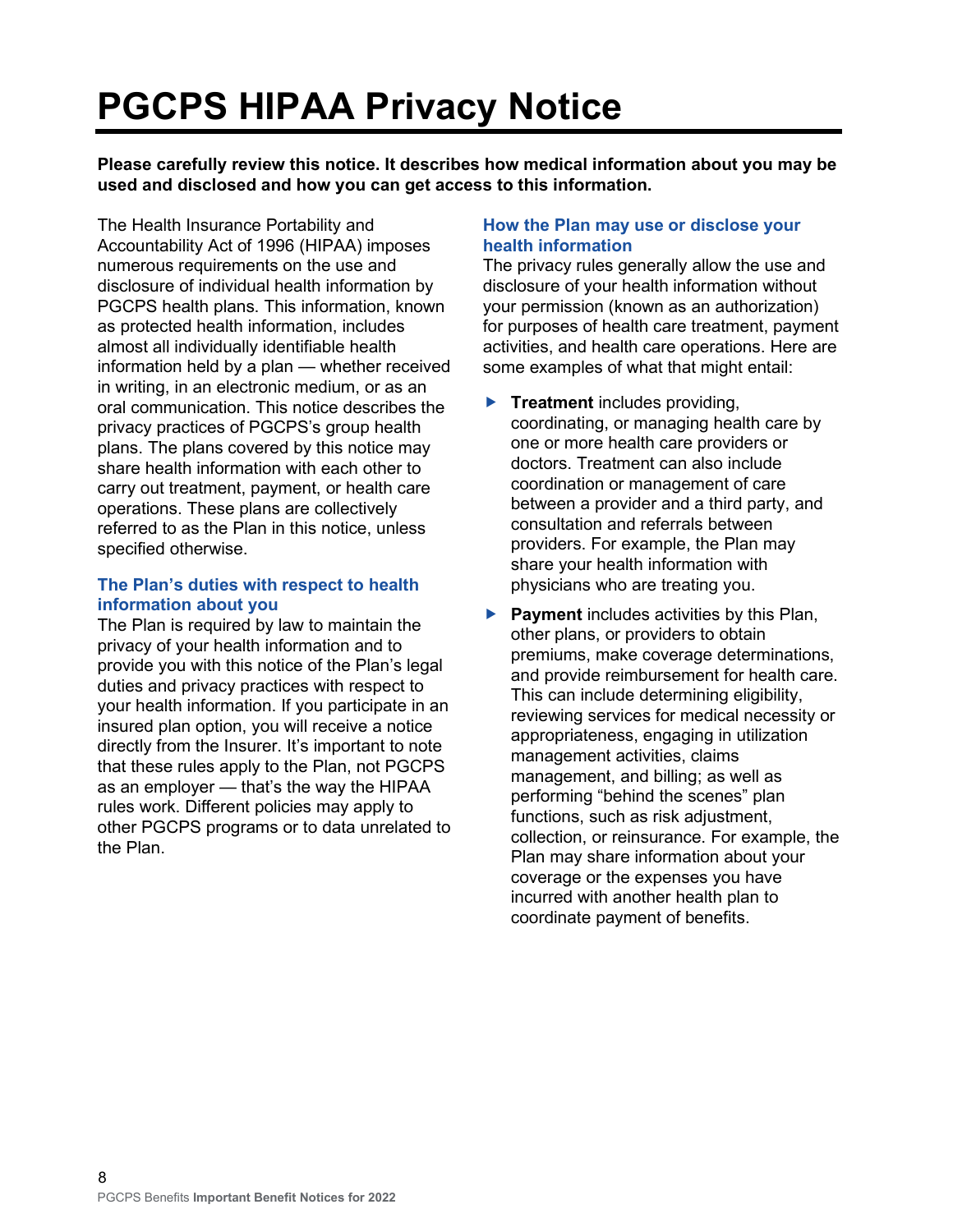# PGCPS HIPAA Privacy Notice

**Please carefully review this notice. It describes how medical information about you may be used and disclosed and how you can get access to this information.**

The Health Insurance Portability and Accountability Act of 1996 (HIPAA) imposes numerous requirements on the use and disclosure of individual health information by PGCPS health plans. This information, known as protected health information, includes almost all individually identifiable health information held by a plan — whether received in writing, in an electronic medium, or as an oral communication. This notice describes the privacy practices of PGCPS's group health plans. The plans covered by this notice may share health information with each other to carry out treatment, payment, or health care operations. These plans are collectively referred to as the Plan in this notice, unless specified otherwise.

### The Plan's duties with respect to health information about you

The Plan is required by law to maintain the privacy of your health information and to provide you with this notice of the Plan's legal duties and privacy practices with respect to your health information. If you participate in an insured plan option, you will receive a notice directly from the Insurer. It's important to note that these rules apply to the Plan, not PGCPS as an employer — that's the way the HIPAA rules work. Different policies may apply to other PGCPS programs or to data unrelated to the Plan.

### How the Plan may use or disclose your health information

The privacy rules generally allow the use and disclosure of your health information without your permission (known as an authorization) for purposes of health care treatment, payment activities, and health care operations. Here are some examples of what that might entail:

- **Treatment** includes providing, coordinating, or managing health care by one or more health care providers or doctors. Treatment can also include coordination or management of care between a provider and a third party, and consultation and referrals between providers. For example, the Plan may share your health information with physicians who are treating you.
- **Payment** includes activities by this Plan, other plans, or providers to obtain premiums, make coverage determinations, and provide reimbursement for health care. This can include determining eligibility, reviewing services for medical necessity or appropriateness, engaging in utilization management activities, claims management, and billing; as well as performing "behind the scenes" plan functions, such as risk adjustment, collection, or reinsurance. For example, the Plan may share information about your coverage or the expenses you have incurred with another health plan to coordinate payment of benefits.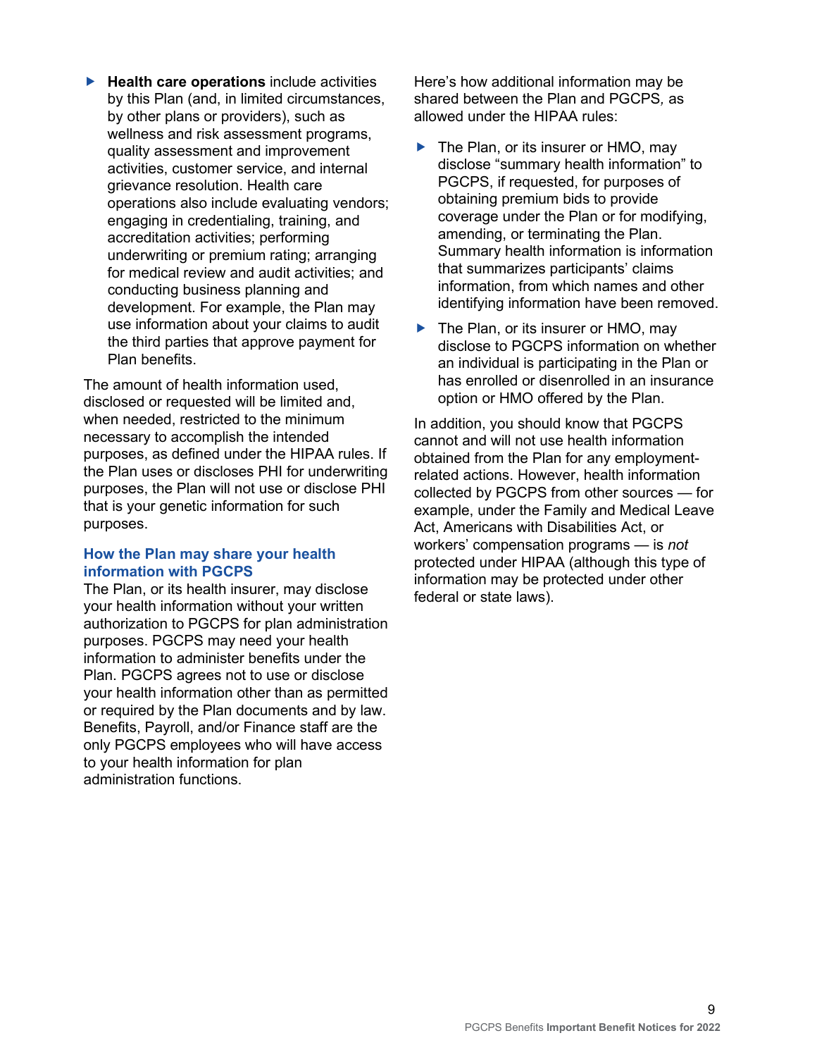- **Health care operations** include activities by this Plan (and, in limited circumstances, by other plans or providers), such as wellness and risk assessment programs, quality assessment and improvement activities, customer service, and internal grievance resolution. Health care operations also include evaluating vendors; engaging in credentialing, training, and accreditation activities; performing underwriting or premium rating; arranging for medical review and audit activities; and conducting business planning and development. For example, the Plan may use information about your claims to audit the third parties that approve payment for Plan benefits.

The amount of health information used, disclosed or requested will be limited and, when needed, restricted to the minimum necessary to accomplish the intended purposes, as defined under the HIPAA rules. If the Plan uses or discloses PHI for underwriting purposes, the Plan will not use or disclose PHI that is your genetic information for such purposes.

### How the Plan may share your health information with PGCPS

The Plan, or its health insurer, may disclose your health information without your written authorization to PGCPS for plan administration purposes. PGCPS may need your health information to administer benefits under the Plan. PGCPS agrees not to use or disclose your health information other than as permitted or required by the Plan documents and by law. Benefits, Payroll, and/or Finance staff are the only PGCPS employees who will have access to your health information for plan administration functions.

Here's how additional information may be shared between the Plan and PGCPS, as allowed under the HIPAA rules:

- The Plan, or its insurer or HMO, may disclose "summary health information" to PGCPS, if requested, for purposes of obtaining premium bids to provide coverage under the Plan or for modifying, amending, or terminating the Plan. Summary health information is information that summarizes participants' claims information, from which names and other identifying information have been removed.
- The Plan, or its insurer or HMO, may disclose to PGCPS information on whether an individual is participating in the Plan or has enrolled or disenrolled in an insurance option or HMO offered by the Plan.

In addition, you should know that PGCPS cannot and will not use health information obtained from the Plan for any employment-related actions. However, health information collected by PGCPS from other sources — for example, under the Family and Medical Leave Act, Americans with Disabilities Act, or workers' compensation programs — is *not* protected under HIPAA (although this type of information may be protected under other federal or state laws).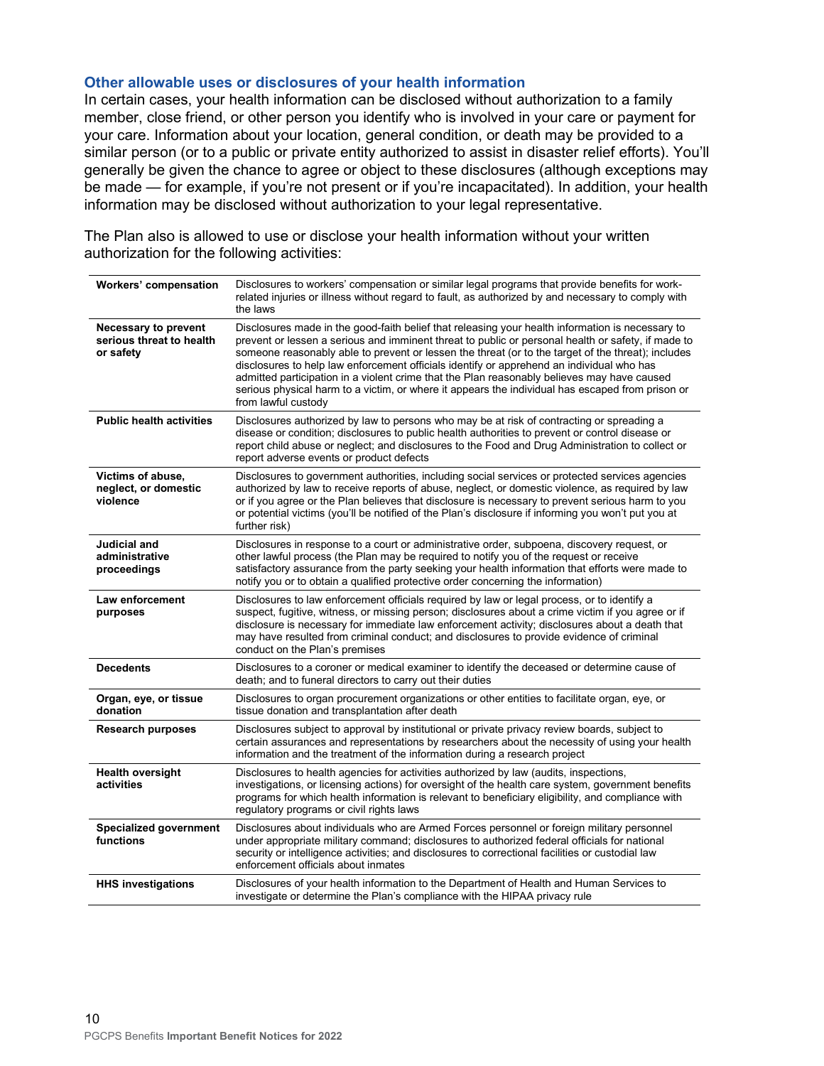### Other allowable uses or disclosures of your health information

In certain cases, your health information can be disclosed without authorization to a family member, close friend, or other person you identify who is involved in your care or payment for your care. Information about your location, general condition, or death may be provided to a similar person (or to a public or private entity authorized to assist in disaster relief efforts). You'll generally be given the chance to agree or object to these disclosures (although exceptions may be made — for example, if you're not present or if you're incapacitated). In addition, your health information may be disclosed without authorization to your legal representative.

The Plan also is allowed to use or disclose your health information without your written authorization for the following activities:

| | |
|---|---|
| **Workers' compensation** | Disclosures to workers' compensation or similar legal programs that provide benefits for work-related injuries or illness without regard to fault, as authorized by and necessary to comply with the laws |
| **Necessary to prevent serious threat to health or safety** | Disclosures made in the good-faith belief that releasing your health information is necessary to prevent or lessen a serious and imminent threat to public or personal health or safety, if made to someone reasonably able to prevent or lessen the threat (or to the target of the threat); includes disclosures to help law enforcement officials identify or apprehend an individual who has admitted participation in a violent crime that the Plan reasonably believes may have caused serious physical harm to a victim, or where it appears the individual has escaped from prison or from lawful custody |
| **Public health activities** | Disclosures authorized by law to persons who may be at risk of contracting or spreading a disease or condition; disclosures to public health authorities to prevent or control disease or report child abuse or neglect; and disclosures to the Food and Drug Administration to collect or report adverse events or product defects |
| **Victims of abuse, neglect, or domestic violence** | Disclosures to government authorities, including social services or protected services agencies authorized by law to receive reports of abuse, neglect, or domestic violence, as required by law or if you agree or the Plan believes that disclosure is necessary to prevent serious harm to you or potential victims (you'll be notified of the Plan's disclosure if informing you won't put you at further risk) |
| **Judicial and administrative proceedings** | Disclosures in response to a court or administrative order, subpoena, discovery request, or other lawful process (the Plan may be required to notify you of the request or receive satisfactory assurance from the party seeking your health information that efforts were made to notify you or to obtain a qualified protective order concerning the information) |
| **Law enforcement purposes** | Disclosures to law enforcement officials required by law or legal process, or to identify a suspect, fugitive, witness, or missing person; disclosures about a crime victim if you agree or if disclosure is necessary for immediate law enforcement activity; disclosures about a death that may have resulted from criminal conduct; and disclosures to provide evidence of criminal conduct on the Plan's premises |
| **Decedents** | Disclosures to a coroner or medical examiner to identify the deceased or determine cause of death; and to funeral directors to carry out their duties |
| **Organ, eye, or tissue donation** | Disclosures to organ procurement organizations or other entities to facilitate organ, eye, or tissue donation and transplantation after death |
| **Research purposes** | Disclosures subject to approval by institutional or private privacy review boards, subject to certain assurances and representations by researchers about the necessity of using your health information and the treatment of the information during a research project |
| **Health oversight activities** | Disclosures to health agencies for activities authorized by law (audits, inspections, investigations, or licensing actions) for oversight of the health care system, government benefits programs for which health information is relevant to beneficiary eligibility, and compliance with regulatory programs or civil rights laws |
| **Specialized government functions** | Disclosures about individuals who are Armed Forces personnel or foreign military personnel under appropriate military command; disclosures to authorized federal officials for national security or intelligence activities; and disclosures to correctional facilities or custodial law enforcement officials about inmates |
| **HHS investigations** | Disclosures of your health information to the Department of Health and Human Services to investigate or determine the Plan's compliance with the HIPAA privacy rule |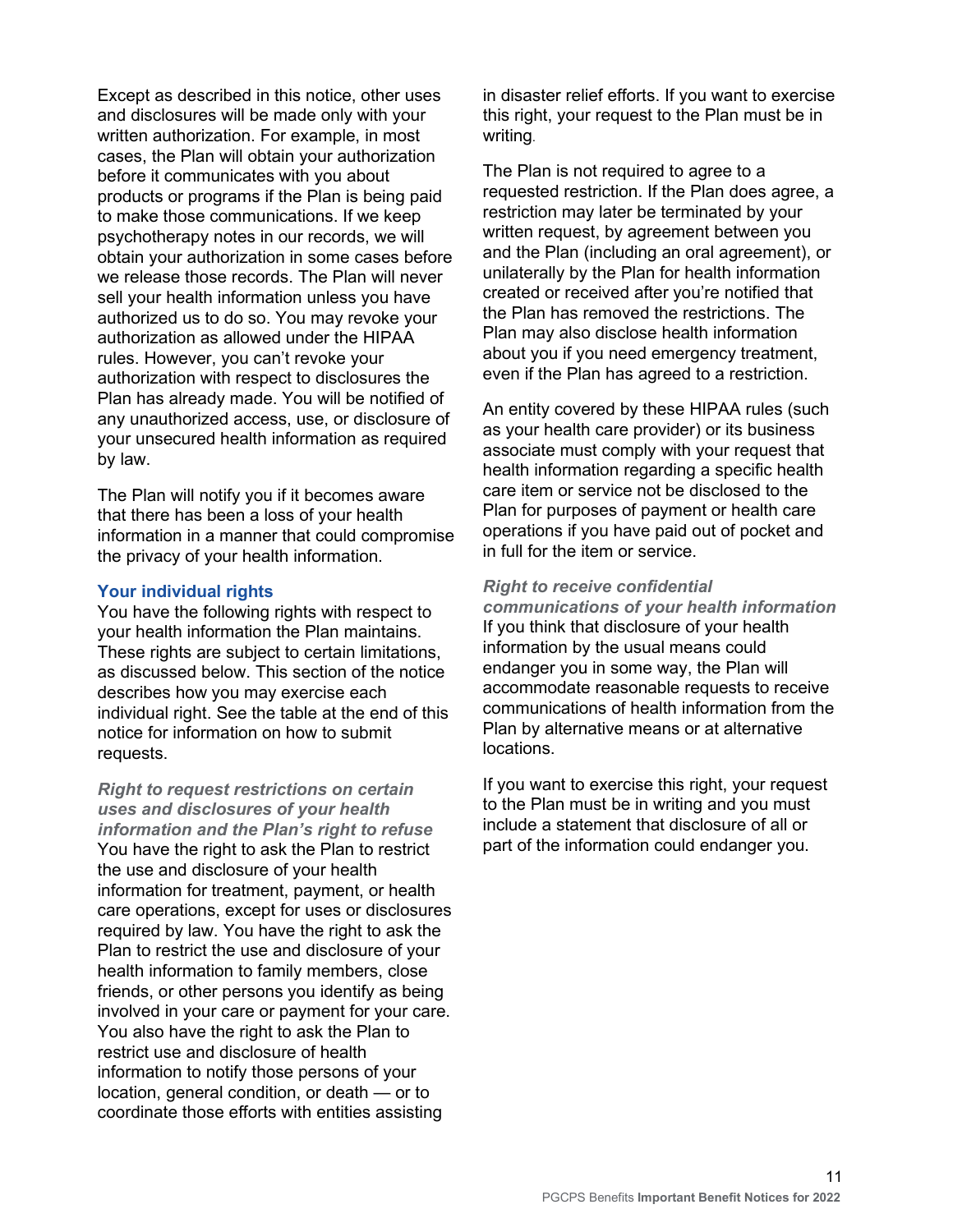Except as described in this notice, other uses and disclosures will be made only with your written authorization. For example, in most cases, the Plan will obtain your authorization before it communicates with you about products or programs if the Plan is being paid to make those communications. If we keep psychotherapy notes in our records, we will obtain your authorization in some cases before we release those records. The Plan will never sell your health information unless you have authorized us to do so. You may revoke your authorization as allowed under the HIPAA rules. However, you can't revoke your authorization with respect to disclosures the Plan has already made. You will be notified of any unauthorized access, use, or disclosure of your unsecured health information as required by law.

The Plan will notify you if it becomes aware that there has been a loss of your health information in a manner that could compromise the privacy of your health information.

### Your individual rights

You have the following rights with respect to your health information the Plan maintains. These rights are subject to certain limitations, as discussed below. This section of the notice describes how you may exercise each individual right. See the table at the end of this notice for information on how to submit requests.

#### *Right to request restrictions on certain uses and disclosures of your health information and the Plan's right to refuse*

You have the right to ask the Plan to restrict the use and disclosure of your health information for treatment, payment, or health care operations, except for uses or disclosures required by law. You have the right to ask the Plan to restrict the use and disclosure of your health information to family members, close friends, or other persons you identify as being involved in your care or payment for your care. You also have the right to ask the Plan to restrict use and disclosure of health information to notify those persons of your location, general condition, or death — or to coordinate those efforts with entities assisting in disaster relief efforts. If you want to exercise this right, your request to the Plan must be in writing.

The Plan is not required to agree to a requested restriction. If the Plan does agree, a restriction may later be terminated by your written request, by agreement between you and the Plan (including an oral agreement), or unilaterally by the Plan for health information created or received after you're notified that the Plan has removed the restrictions. The Plan may also disclose health information about you if you need emergency treatment, even if the Plan has agreed to a restriction.

An entity covered by these HIPAA rules (such as your health care provider) or its business associate must comply with your request that health information regarding a specific health care item or service not be disclosed to the Plan for purposes of payment or health care operations if you have paid out of pocket and in full for the item or service.

#### *Right to receive confidential communications of your health information*

If you think that disclosure of your health information by the usual means could endanger you in some way, the Plan will accommodate reasonable requests to receive communications of health information from the Plan by alternative means or at alternative locations.

If you want to exercise this right, your request to the Plan must be in writing and you must include a statement that disclosure of all or part of the information could endanger you.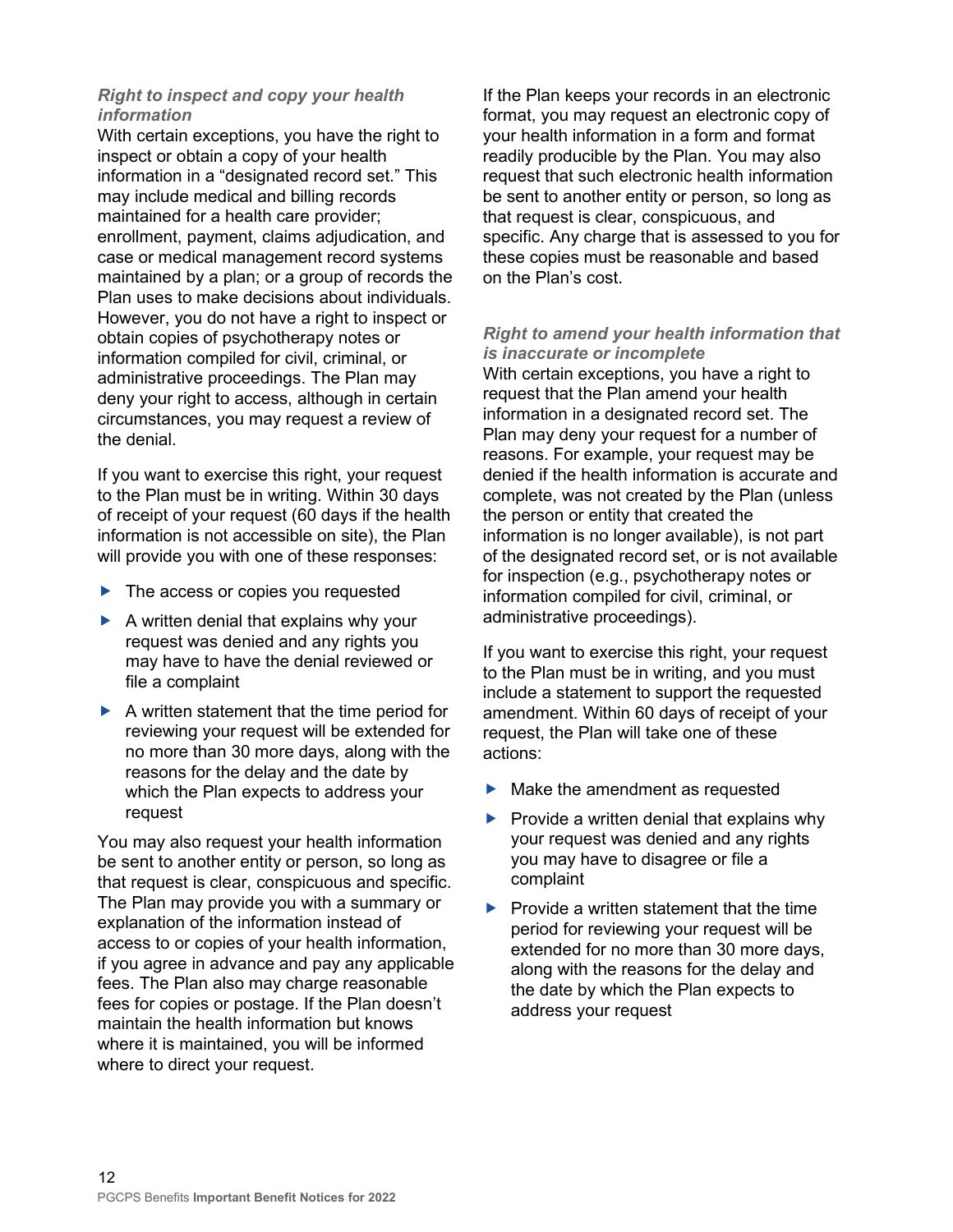***Right to inspect and copy your health information***

With certain exceptions, you have the right to inspect or obtain a copy of your health information in a "designated record set." This may include medical and billing records maintained for a health care provider; enrollment, payment, claims adjudication, and case or medical management record systems maintained by a plan; or a group of records the Plan uses to make decisions about individuals. However, you do not have a right to inspect or obtain copies of psychotherapy notes or information compiled for civil, criminal, or administrative proceedings. The Plan may deny your right to access, although in certain circumstances, you may request a review of the denial.

If you want to exercise this right, your request to the Plan must be in writing. Within 30 days of receipt of your request (60 days if the health information is not accessible on site), the Plan will provide you with one of these responses:

- The access or copies you requested
- A written denial that explains why your request was denied and any rights you may have to have the denial reviewed or file a complaint
- A written statement that the time period for reviewing your request will be extended for no more than 30 more days, along with the reasons for the delay and the date by which the Plan expects to address your request

You may also request your health information be sent to another entity or person, so long as that request is clear, conspicuous and specific. The Plan may provide you with a summary or explanation of the information instead of access to or copies of your health information, if you agree in advance and pay any applicable fees. The Plan also may charge reasonable fees for copies or postage. If the Plan doesn't maintain the health information but knows where it is maintained, you will be informed where to direct your request.

If the Plan keeps your records in an electronic format, you may request an electronic copy of your health information in a form and format readily producible by the Plan. You may also request that such electronic health information be sent to another entity or person, so long as that request is clear, conspicuous, and specific. Any charge that is assessed to you for these copies must be reasonable and based on the Plan's cost.

***Right to amend your health information that is inaccurate or incomplete***

With certain exceptions, you have a right to request that the Plan amend your health information in a designated record set. The Plan may deny your request for a number of reasons. For example, your request may be denied if the health information is accurate and complete, was not created by the Plan (unless the person or entity that created the information is no longer available), is not part of the designated record set, or is not available for inspection (e.g., psychotherapy notes or information compiled for civil, criminal, or administrative proceedings).

If you want to exercise this right, your request to the Plan must be in writing, and you must include a statement to support the requested amendment. Within 60 days of receipt of your request, the Plan will take one of these actions:

- Make the amendment as requested
- Provide a written denial that explains why your request was denied and any rights you may have to disagree or file a complaint
- Provide a written statement that the time period for reviewing your request will be extended for no more than 30 more days, along with the reasons for the delay and the date by which the Plan expects to address your request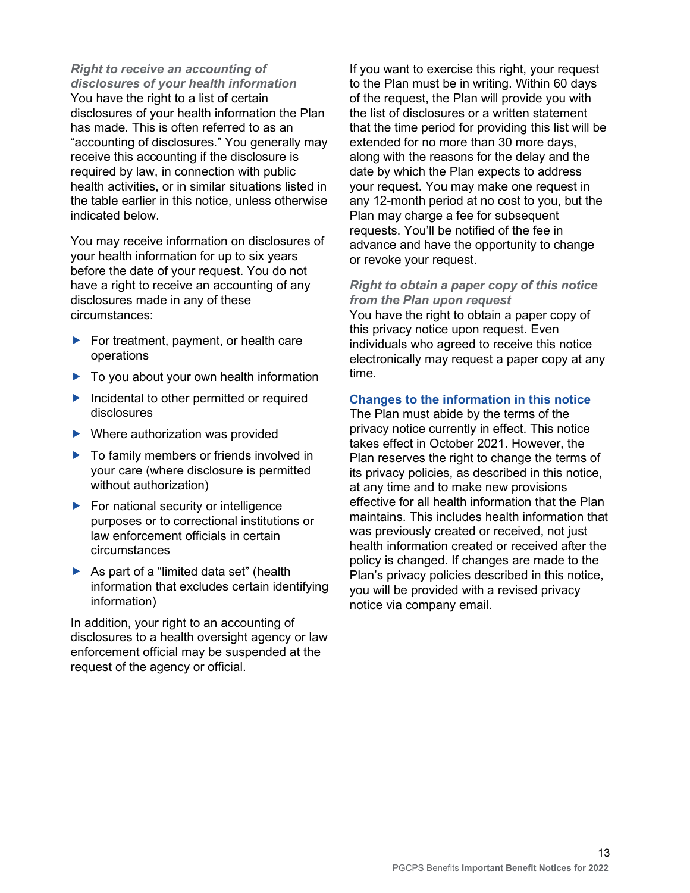### *Right to receive an accounting of disclosures of your health information*

You have the right to a list of certain disclosures of your health information the Plan has made. This is often referred to as an "accounting of disclosures." You generally may receive this accounting if the disclosure is required by law, in connection with public health activities, or in similar situations listed in the table earlier in this notice, unless otherwise indicated below.

You may receive information on disclosures of your health information for up to six years before the date of your request. You do not have a right to receive an accounting of any disclosures made in any of these circumstances:

- For treatment, payment, or health care operations
- To you about your own health information
- Incidental to other permitted or required disclosures
- Where authorization was provided
- To family members or friends involved in your care (where disclosure is permitted without authorization)
- For national security or intelligence purposes or to correctional institutions or law enforcement officials in certain circumstances
- As part of a "limited data set" (health information that excludes certain identifying information)

In addition, your right to an accounting of disclosures to a health oversight agency or law enforcement official may be suspended at the request of the agency or official.

If you want to exercise this right, your request to the Plan must be in writing. Within 60 days of the request, the Plan will provide you with the list of disclosures or a written statement that the time period for providing this list will be extended for no more than 30 more days, along with the reasons for the delay and the date by which the Plan expects to address your request. You may make one request in any 12-month period at no cost to you, but the Plan may charge a fee for subsequent requests. You'll be notified of the fee in advance and have the opportunity to change or revoke your request.

### *Right to obtain a paper copy of this notice from the Plan upon request*

You have the right to obtain a paper copy of this privacy notice upon request. Even individuals who agreed to receive this notice electronically may request a paper copy at any time.

## Changes to the information in this notice

The Plan must abide by the terms of the privacy notice currently in effect. This notice takes effect in October 2021. However, the Plan reserves the right to change the terms of its privacy policies, as described in this notice, at any time and to make new provisions effective for all health information that the Plan maintains. This includes health information that was previously created or received, not just health information created or received after the policy is changed. If changes are made to the Plan's privacy policies described in this notice, you will be provided with a revised privacy notice via company email.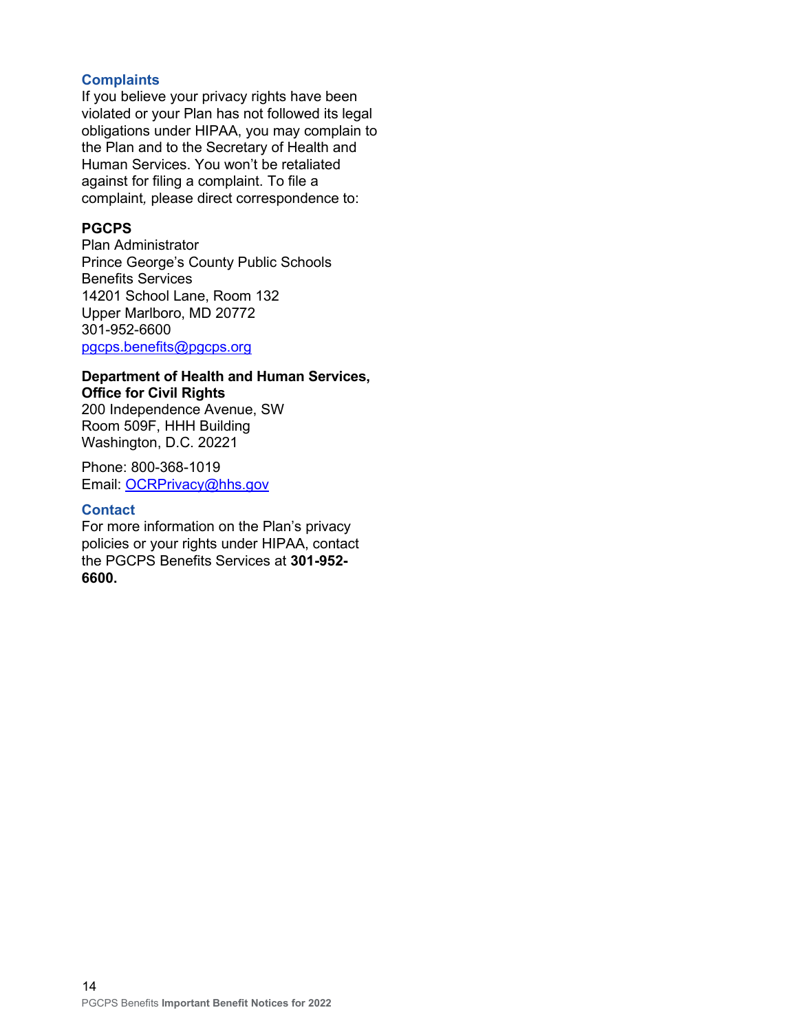### Complaints

If you believe your privacy rights have been violated or your Plan has not followed its legal obligations under HIPAA, you may complain to the Plan and to the Secretary of Health and Human Services. You won't be retaliated against for filing a complaint. To file a complaint, please direct correspondence to:

**PGCPS**
Plan Administrator
Prince George's County Public Schools
Benefits Services
14201 School Lane, Room 132
Upper Marlboro, MD 20772
301-952-6600
pgcps.benefits@pgcps.org

**Department of Health and Human Services, Office for Civil Rights**
200 Independence Avenue, SW
Room 509F, HHH Building
Washington, D.C. 20221

Phone: 800-368-1019
Email: OCRPrivacy@hhs.gov

### Contact

For more information on the Plan's privacy policies or your rights under HIPAA, contact the PGCPS Benefits Services at **301-952-6600.**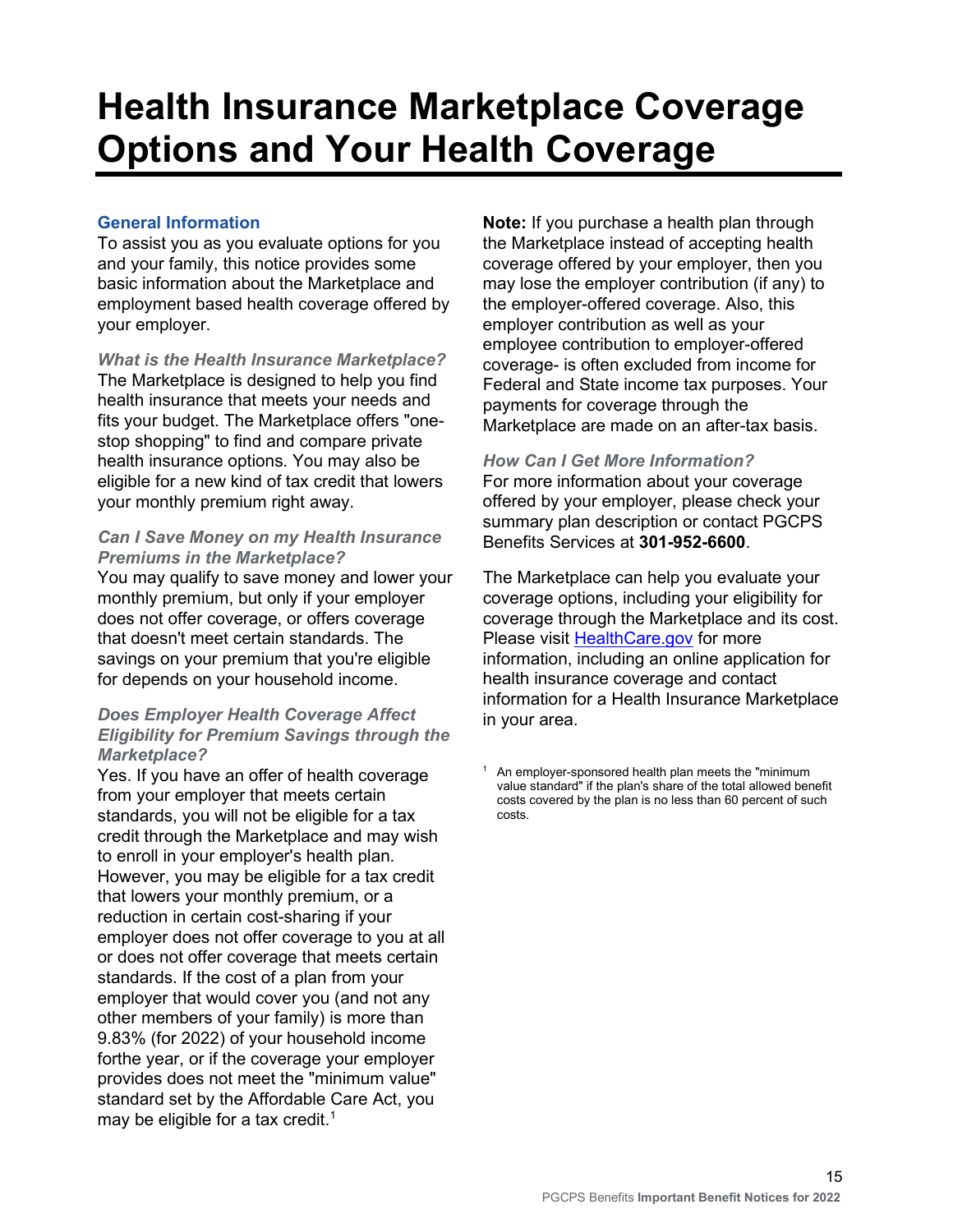# Health Insurance Marketplace Coverage Options and Your Health Coverage

## General Information

To assist you as you evaluate options for you and your family, this notice provides some basic information about the Marketplace and employment based health coverage offered by your employer.

### *What is the Health Insurance Marketplace?*

The Marketplace is designed to help you find health insurance that meets your needs and fits your budget. The Marketplace offers "one-stop shopping" to find and compare private health insurance options. You may also be eligible for a new kind of tax credit that lowers your monthly premium right away.

### *Can I Save Money on my Health Insurance Premiums in the Marketplace?*

You may qualify to save money and lower your monthly premium, but only if your employer does not offer coverage, or offers coverage that doesn't meet certain standards. The savings on your premium that you're eligible for depends on your household income.

### *Does Employer Health Coverage Affect Eligibility for Premium Savings through the Marketplace?*

Yes. If you have an offer of health coverage from your employer that meets certain standards, you will not be eligible for a tax credit through the Marketplace and may wish to enroll in your employer's health plan. However, you may be eligible for a tax credit that lowers your monthly premium, or a reduction in certain cost-sharing if your employer does not offer coverage to you at all or does not offer coverage that meets certain standards. If the cost of a plan from your employer that would cover you (and not any other members of your family) is more than 9.83% (for 2022) of your household income forthe year, or if the coverage your employer provides does not meet the "minimum value" standard set by the Affordable Care Act, you may be eligible for a tax credit.[1]

**Note:** If you purchase a health plan through the Marketplace instead of accepting health coverage offered by your employer, then you may lose the employer contribution (if any) to the employer-offered coverage. Also, this employer contribution as well as your employee contribution to employer-offered coverage- is often excluded from income for Federal and State income tax purposes. Your payments for coverage through the Marketplace are made on an after-tax basis.

### *How Can I Get More Information?*

For more information about your coverage offered by your employer, please check your summary plan description or contact PGCPS Benefits Services at **301-952-6600**.

The Marketplace can help you evaluate your coverage options, including your eligibility for coverage through the Marketplace and its cost. Please visit HealthCare.gov for more information, including an online application for health insurance coverage and contact information for a Health Insurance Marketplace in your area.

[1] An employer-sponsored health plan meets the "minimum value standard" if the plan's share of the total allowed benefit costs covered by the plan is no less than 60 percent of such costs.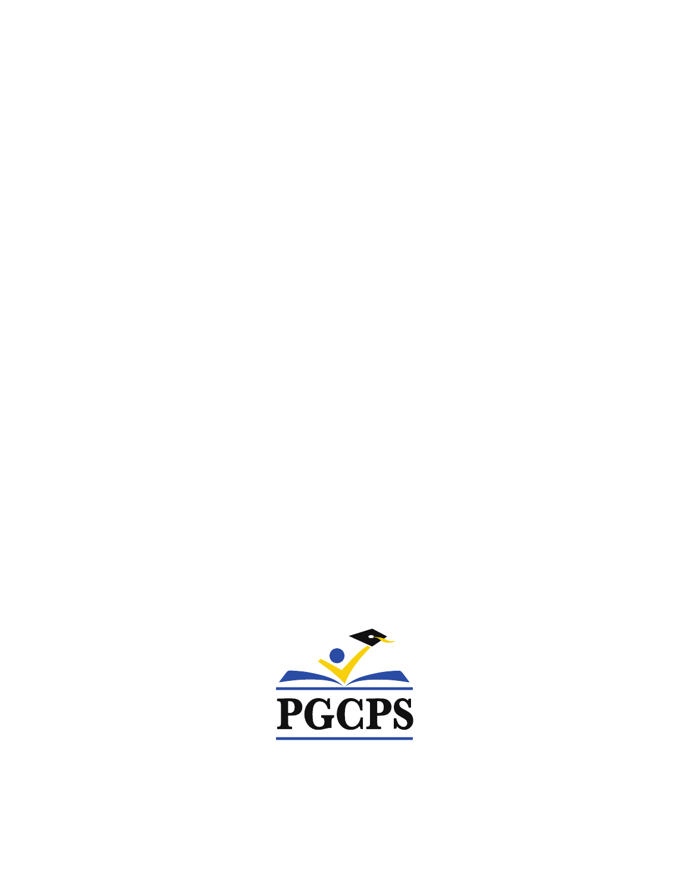PGCPS